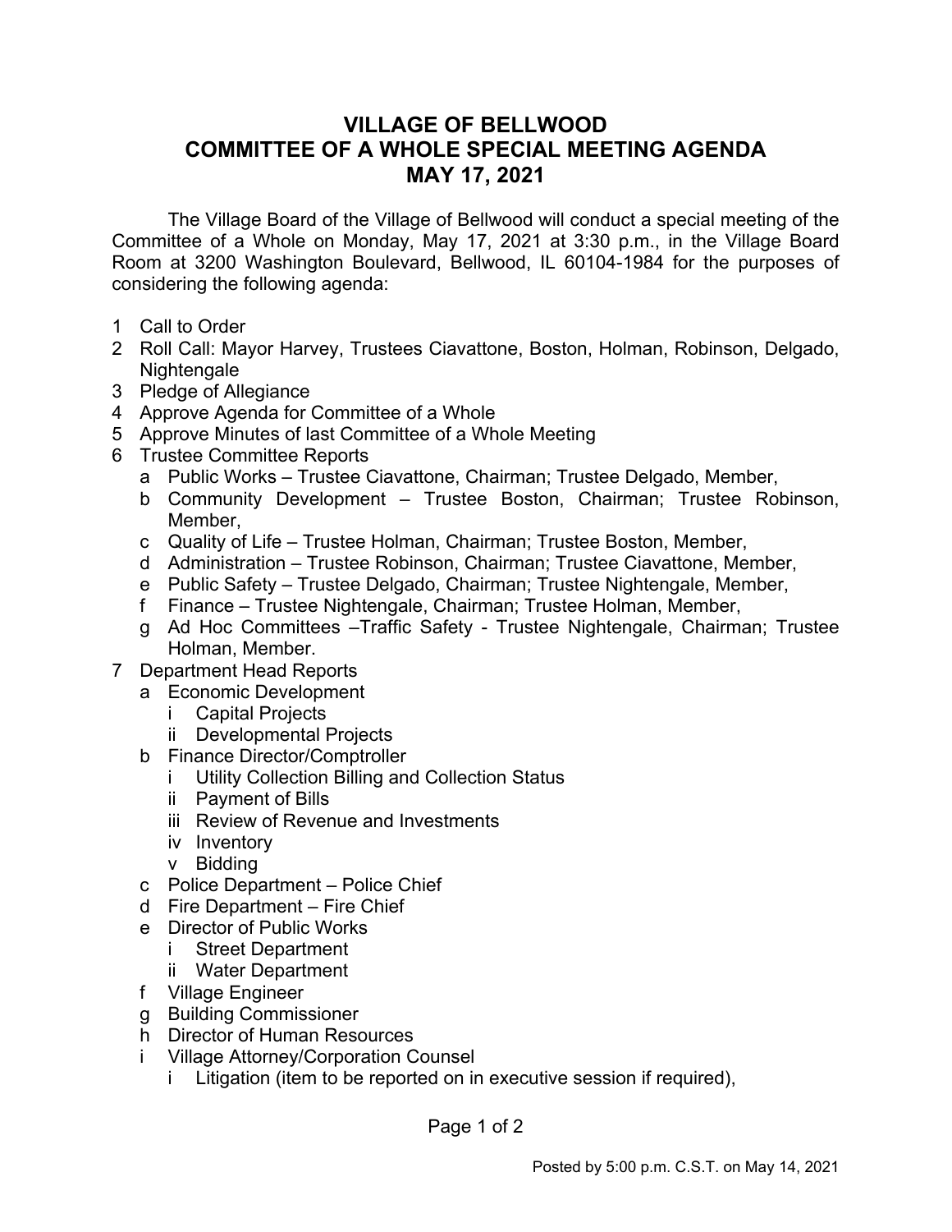# VILLAGE OF BELLWOOD
# COMMITTEE OF A WHOLE SPECIAL MEETING AGENDA
# MAY 17, 2021

The Village Board of the Village of Bellwood will conduct a special meeting of the Committee of a Whole on Monday, May 17, 2021 at 3:30 p.m., in the Village Board Room at 3200 Washington Boulevard, Bellwood, IL 60104-1984 for the purposes of considering the following agenda:

1 Call to Order
2 Roll Call: Mayor Harvey, Trustees Ciavattone, Boston, Holman, Robinson, Delgado, Nightengale
3 Pledge of Allegiance
4 Approve Agenda for Committee of a Whole
5 Approve Minutes of last Committee of a Whole Meeting
6 Trustee Committee Reports
   - a Public Works – Trustee Ciavattone, Chairman; Trustee Delgado, Member,
   - b Community Development – Trustee Boston, Chairman; Trustee Robinson, Member,
   - c Quality of Life – Trustee Holman, Chairman; Trustee Boston, Member,
   - d Administration – Trustee Robinson, Chairman; Trustee Ciavattone, Member,
   - e Public Safety – Trustee Delgado, Chairman; Trustee Nightengale, Member,
   - f Finance – Trustee Nightengale, Chairman; Trustee Holman, Member,
   - g Ad Hoc Committees –Traffic Safety - Trustee Nightengale, Chairman; Trustee Holman, Member.
7 Department Head Reports
   - a Economic Development
      - i Capital Projects
      - ii Developmental Projects
   - b Finance Director/Comptroller
      - i Utility Collection Billing and Collection Status
      - ii Payment of Bills
      - iii Review of Revenue and Investments
      - iv Inventory
      - v Bidding
   - c Police Department – Police Chief
   - d Fire Department – Fire Chief
   - e Director of Public Works
      - i Street Department
      - ii Water Department
   - f Village Engineer
   - g Building Commissioner
   - h Director of Human Resources
   - i Village Attorney/Corporation Counsel
      - i Litigation (item to be reported on in executive session if required),

Posted by 5:00 p.m. C.S.T. on May 14, 2021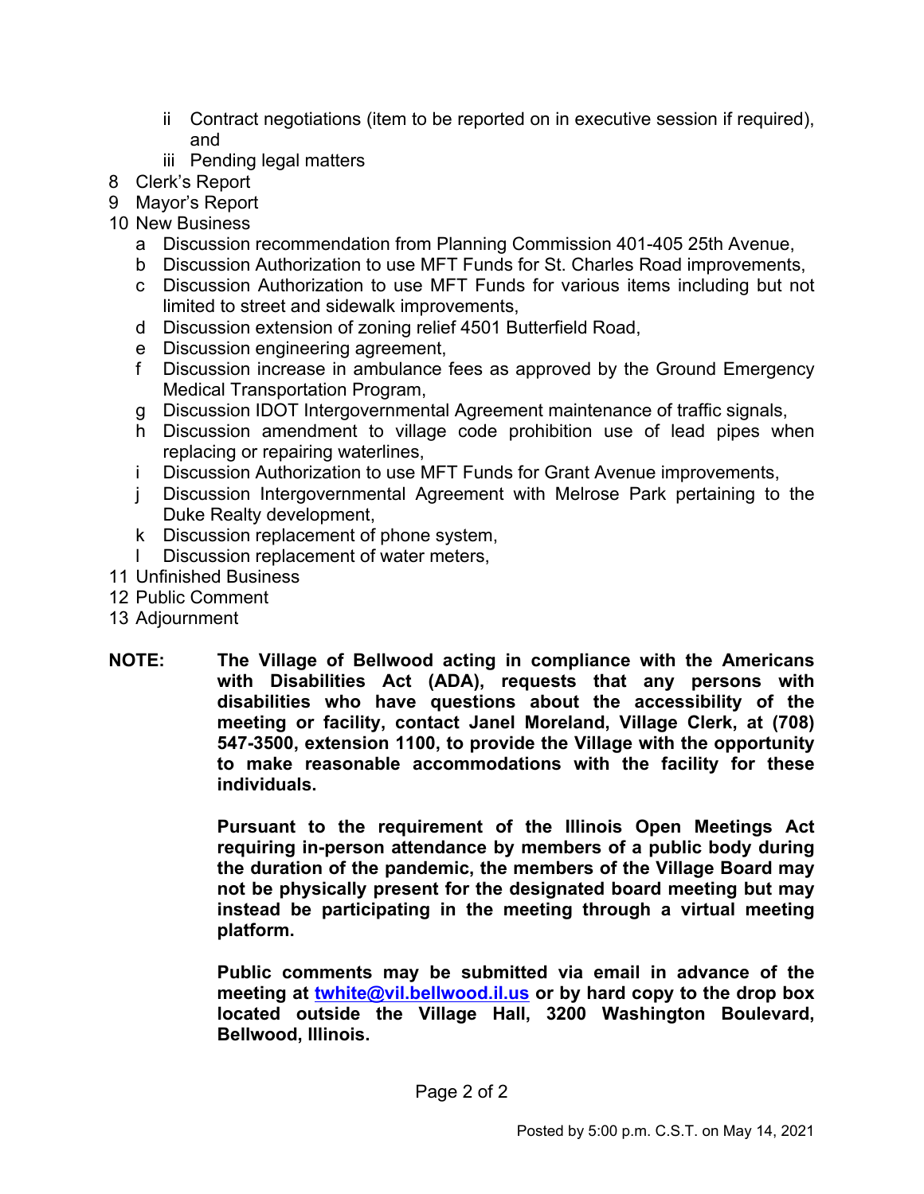- ii Contract negotiations (item to be reported on in executive session if required), and
   - iii Pending legal matters

8 Clerk's Report

9 Mayor's Report

10 New Business

   - a Discussion recommendation from Planning Commission 401-405 25th Avenue,
   - b Discussion Authorization to use MFT Funds for St. Charles Road improvements,
   - c Discussion Authorization to use MFT Funds for various items including but not limited to street and sidewalk improvements,
   - d Discussion extension of zoning relief 4501 Butterfield Road,
   - e Discussion engineering agreement,
   - f Discussion increase in ambulance fees as approved by the Ground Emergency Medical Transportation Program,
   - g Discussion IDOT Intergovernmental Agreement maintenance of traffic signals,
   - h Discussion amendment to village code prohibition use of lead pipes when replacing or repairing waterlines,
   - i Discussion Authorization to use MFT Funds for Grant Avenue improvements,
   - j Discussion Intergovernmental Agreement with Melrose Park pertaining to the Duke Realty development,
   - k Discussion replacement of phone system,
   - l Discussion replacement of water meters,

11 Unfinished Business

12 Public Comment

13 Adjournment

**NOTE:** **The Village of Bellwood acting in compliance with the Americans with Disabilities Act (ADA), requests that any persons with disabilities who have questions about the accessibility of the meeting or facility, contact Janel Moreland, Village Clerk, at (708) 547-3500, extension 1100, to provide the Village with the opportunity to make reasonable accommodations with the facility for these individuals.**

**Pursuant to the requirement of the Illinois Open Meetings Act requiring in-person attendance by members of a public body during the duration of the pandemic, the members of the Village Board may not be physically present for the designated board meeting but may instead be participating in the meeting through a virtual meeting platform.**

**Public comments may be submitted via email in advance of the meeting at twhite@vil.bellwood.il.us or by hard copy to the drop box located outside the Village Hall, 3200 Washington Boulevard, Bellwood, Illinois.**

Posted by 5:00 p.m. C.S.T. on May 14, 2021